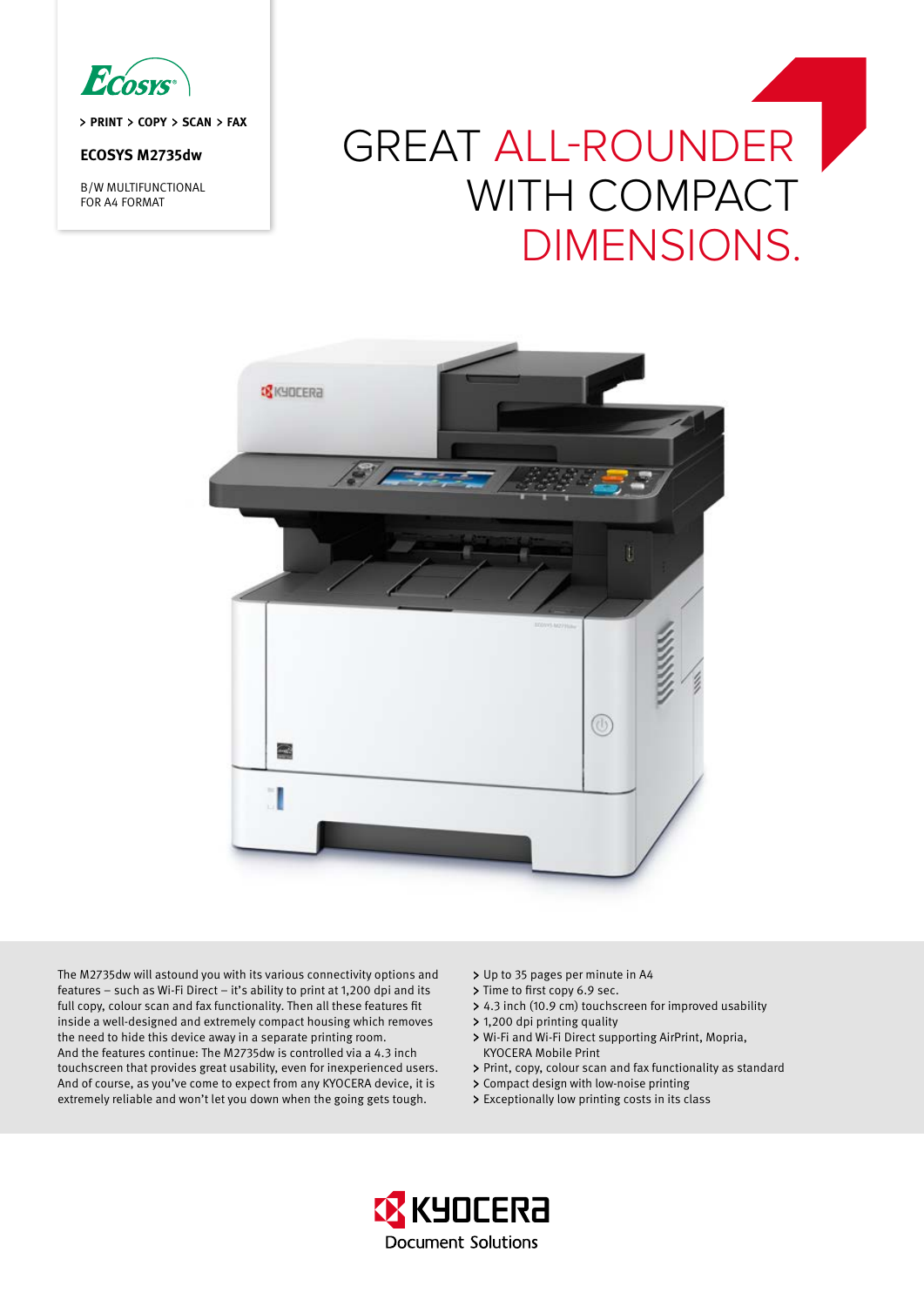> PRINT > COPY > SCAN > FAX

**ECOSYS M2735dw**

B/W MULTIFUNCTIONAL
FOR A4 FORMAT

# GREAT ALL-ROUNDER WITH COMPACT DIMENSIONS.

The M2735dw will astound you with its various connectivity options and features – such as Wi-Fi Direct – it's ability to print at 1,200 dpi and its full copy, colour scan and fax functionality. Then all these features fit inside a well-designed and extremely compact housing which removes the need to hide this device away in a separate printing room. And the features continue: The M2735dw is controlled via a 4.3 inch touchscreen that provides great usability, even for inexperienced users. And of course, as you've come to expect from any KYOCERA device, it is extremely reliable and won't let you down when the going gets tough.

- Up to 35 pages per minute in A4
- Time to first copy 6.9 sec.
- 4.3 inch (10.9 cm) touchscreen for improved usability
- 1,200 dpi printing quality
- Wi-Fi and Wi-Fi Direct supporting AirPrint, Mopria, KYOCERA Mobile Print
- Print, copy, colour scan and fax functionality as standard
- Compact design with low-noise printing
- Exceptionally low printing costs in its class

KYOCERA Document Solutions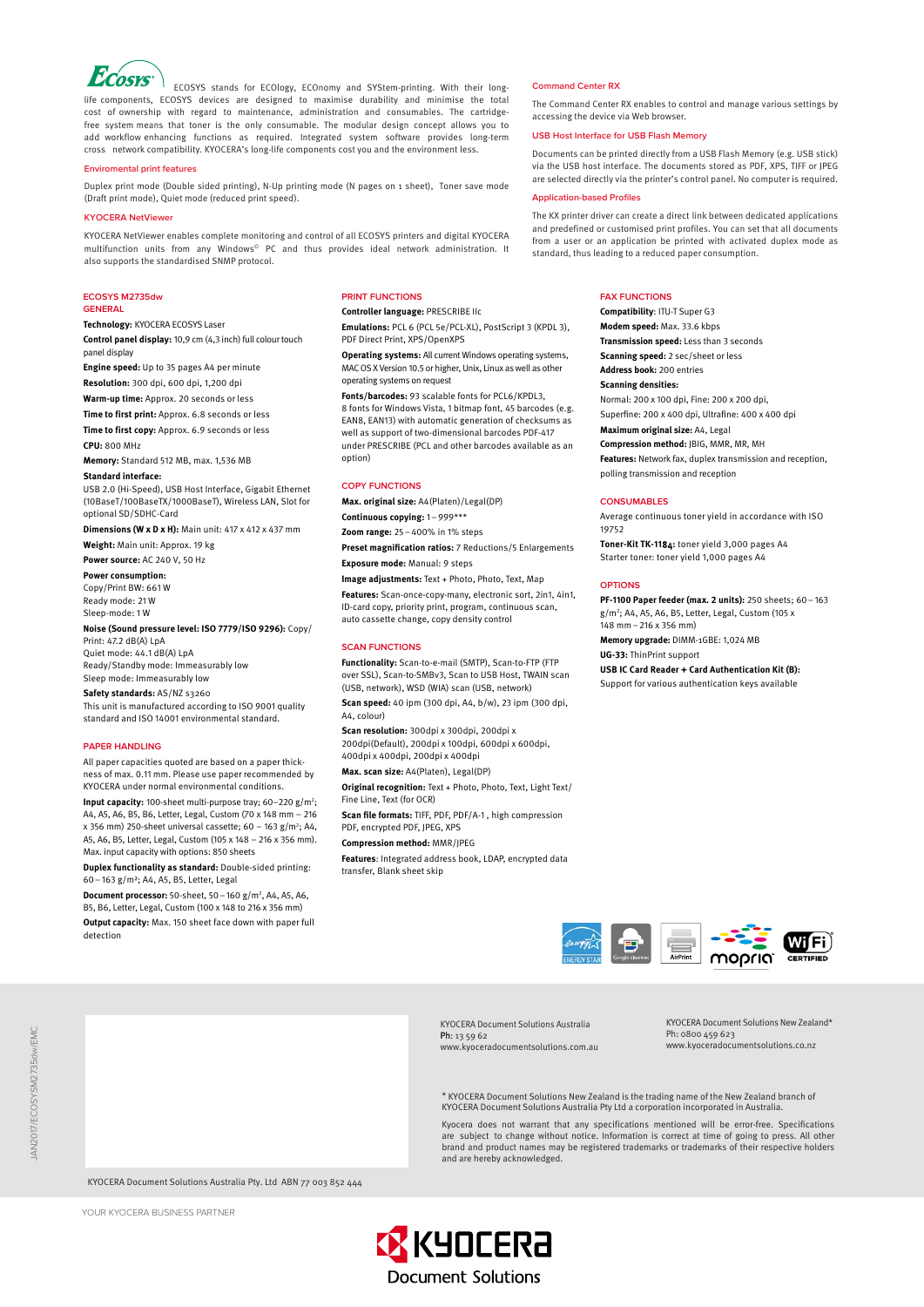ECOSYS stands for ECOlogy, ECOnomy and SYStem-printing. With their long-life components, ECOSYS devices are designed to maximise durability and minimise the total cost of ownership with regard to maintenance, administration and consumables. The cartridge-free system means that toner is the only consumable. The modular design concept allows you to add workflow enhancing functions as required. Integrated system software provides long-term cross network compatibility. KYOCERA's long-life components cost you and the environment less.

## Enviromental print features

Duplex print mode (Double sided printing), N-Up printing mode (N pages on 1 sheet), Toner save mode (Draft print mode), Quiet mode (reduced print speed).

## KYOCERA NetViewer

KYOCERA NetViewer enables complete monitoring and control of all ECOSYS printers and digital KYOCERA multifunction units from any Windows© PC and thus provides ideal network administration. It also supports the standardised SNMP protocol.

## Command Center RX

The Command Center RX enables to control and manage various settings by accessing the device via Web browser.

## USB Host Interface for USB Flash Memory

Documents can be printed directly from a USB Flash Memory (e.g. USB stick) via the USB host interface. The documents stored as PDF, XPS, TIFF or JPEG are selected directly via the printer's control panel. No computer is required.

## Application-based Profiles

The KX printer driver can create a direct link between dedicated applications and predefined or customised print profiles. You can set that all documents from a user or an application be printed with activated duplex mode as standard, thus leading to a reduced paper consumption.

## ECOSYS M2735dw

## GENERAL

**Technology:** KYOCERA ECOSYS Laser

**Control panel display:** 10,9 cm (4,3 inch) full colour touch panel display

**Engine speed:** Up to 35 pages A4 per minute

**Resolution:** 300 dpi, 600 dpi, 1,200 dpi

**Warm-up time:** Approx. 20 seconds or less

**Time to first print:** Approx. 6.8 seconds or less

**Time to first copy:** Approx. 6.9 seconds or less

**CPU:** 800 MHz

**Memory:** Standard 512 MB, max. 1,536 MB

**Standard interface:**
USB 2.0 (Hi-Speed), USB Host Interface, Gigabit Ethernet (10BaseT/100BaseTX/1000BaseT), Wireless LAN, Slot for optional SD/SDHC-Card

**Dimensions (W x D x H):** Main unit: 417 x 412 x 437 mm

**Weight:** Main unit: Approx. 19 kg

**Power source:** AC 240 V, 50 Hz

**Power consumption:**
Copy/Print BW: 661 W
Ready mode: 21 W
Sleep-mode: 1 W

**Noise (Sound pressure level: ISO 7779/ISO 9296):** Copy/Print: 47.2 dB(A) LpA
Quiet mode: 44.1 dB(A) LpA
Ready/Standby mode: Immeasurably low
Sleep mode: Immeasurably low

**Safety standards:** AS/NZ s3260
This unit is manufactured according to ISO 9001 quality standard and ISO 14001 environmental standard.

## PAPER HANDLING

All paper capacities quoted are based on a paper thickness max. 0.11 mm. Please use paper recommended by KYOCERA under normal environmental conditions.

**Input capacity:** 100-sheet multi-purpose tray; 60–220 g/m²; A4, A5, A6, B5, B6, Letter, Legal, Custom (70 x 148 mm – 216 x 356 mm) 250-sheet universal cassette; 60 – 163 g/m²; A4, A5, A6, B5, Letter, Legal, Custom (105 x 148 – 216 x 356 mm). Max. input capacity with options: 850 sheets

**Duplex functionality as standard:** Double-sided printing: 60 – 163 g/m²; A4, A5, B5, Letter, Legal

**Document processor:** 50-sheet, 50 – 160 g/m², A4, A5, A6, B5, B6, Letter, Legal, Custom (100 x 148 to 216 x 356 mm)

**Output capacity:** Max. 150 sheet face down with paper full detection

## PRINT FUNCTIONS

**Controller language:** PRESCRIBE IIc

**Emulations:** PCL 6 (PCL 5e/PCL-XL), PostScript 3 (KPDL 3), PDF Direct Print, XPS/OpenXPS

**Operating systems:** All current Windows operating systems, MAC OS X Version 10.5 or higher, Unix, Linux as well as other operating systems on request

**Fonts/barcodes:** 93 scalable fonts for PCL6/KPDL3, 8 fonts for Windows Vista, 1 bitmap font, 45 barcodes (e.g. EAN8, EAN13) with automatic generation of checksums as well as support of two-dimensional barcodes PDF-417 under PRESCRIBE (PCL and other barcodes available as an option)

## COPY FUNCTIONS

**Max. original size:** A4(Platen)/Legal(DP)

**Continuous copying:** 1 – 999***

**Zoom range:** 25 – 400% in 1% steps

**Preset magnification ratios:** 7 Reductions/5 Enlargements

**Exposure mode:** Manual: 9 steps

**Image adjustments:** Text + Photo, Photo, Text, Map

**Features:** Scan-once-copy-many, electronic sort, 2in1, 4in1, ID-card copy, priority print, program, continuous scan, auto cassette change, copy density control

## SCAN FUNCTIONS

**Functionality:** Scan-to-e-mail (SMTP), Scan-to-FTP (FTP over SSL), Scan-to-SMBv3, Scan to USB Host, TWAIN scan (USB, network), WSD (WIA) scan (USB, network)

**Scan speed:** 40 ipm (300 dpi, A4, b/w), 23 ipm (300 dpi, A4, colour)

**Scan resolution:** 300dpi x 300dpi, 200dpi x 200dpi(Default), 200dpi x 100dpi, 600dpi x 600dpi, 400dpi x 400dpi, 200dpi x 400dpi

**Max. scan size:** A4(Platen), Legal(DP)

**Original recognition:** Text + Photo, Photo, Text, Light Text/Fine Line, Text (for OCR)

**Scan file formats:** TIFF, PDF, PDF/A-1 , high compression PDF, encrypted PDF, JPEG, XPS

**Compression method:** MMR/JPEG

**Features:** Integrated address book, LDAP, encrypted data transfer, Blank sheet skip

## FAX FUNCTIONS

**Compatibility:** ITU-T Super G3

**Modem speed:** Max. 33.6 kbps

**Transmission speed:** Less than 3 seconds

**Scanning speed:** 2 sec/sheet or less

**Address book:** 200 entries

**Scanning densities:**
Normal: 200 x 100 dpi, Fine: 200 x 200 dpi,
Superfine: 200 x 400 dpi, Ultrafine: 400 x 400 dpi

**Maximum original size:** A4, Legal

**Compression method:** JBIG, MMR, MR, MH

**Features:** Network fax, duplex transmission and reception, polling transmission and reception

## CONSUMABLES

Average continuous toner yield in accordance with ISO 19752

**Toner-Kit TK-1184:** toner yield 3,000 pages A4

Starter toner: toner yield 1,000 pages A4

## OPTIONS

**PF-1100 Paper feeder (max. 2 units):** 250 sheets; 60 – 163 g/m²; A4, A5, A6, B5, Letter, Legal, Custom (105 x 148 mm – 216 x 356 mm)

**Memory upgrade:** DIMM-1GBE: 1,024 MB

**UG-33:** ThinPrint support

**USB IC Card Reader + Card Authentication Kit (B):** Support for various authentication keys available

ENERGY STAR | Google cloud print | AirPrint | mopria | Wi-Fi CERTIFIED

KYOCERA Document Solutions Australia
**Ph:** 13 59 62
www.kyoceradocumentsolutions.com.au

KYOCERA Document Solutions New Zealand*
Ph: 0800 459 623
www.kyoceradocumentsolutions.co.nz

* KYOCERA Document Solutions New Zealand is the trading name of the New Zealand branch of KYOCERA Document Solutions Australia Pty Ltd a corporation incorporated in Australia.

Kyocera does not warrant that any specifications mentioned will be error-free. Specifications are subject to change without notice. Information is correct at time of going to press. All other brand and product names may be registered trademarks or trademarks of their respective holders and are hereby acknowledged.

KYOCERA Document Solutions Australia Pty. Ltd ABN 77 003 852 444

JAN2017/ECOSYSM2735dw/EMC

YOUR KYOCERA BUSINESS PARTNER

KYOCERA Document Solutions